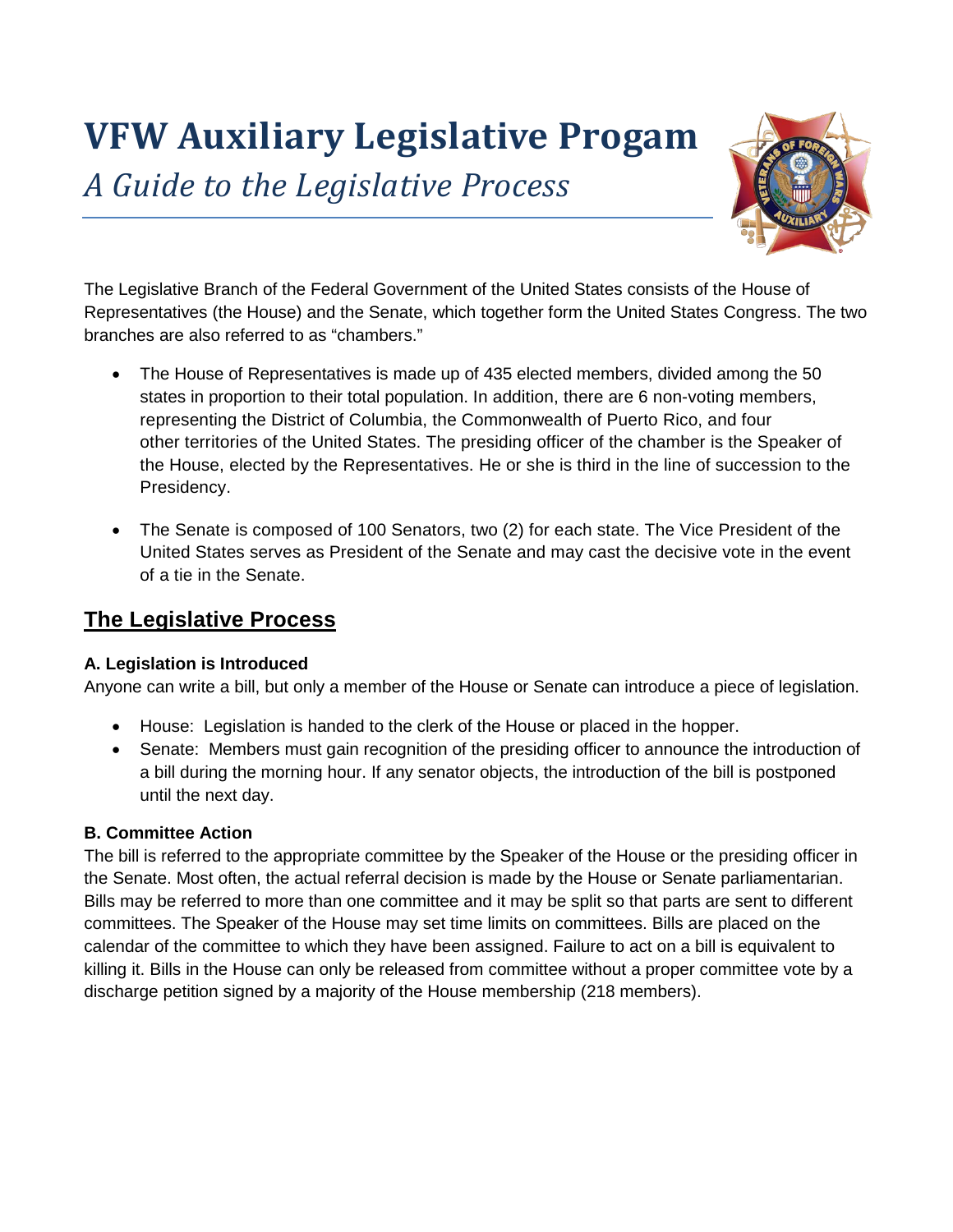# VFW Auxiliary Legislative Progam

*A Guide to the Legislative Process*

The Legislative Branch of the Federal Government of the United States consists of the House of Representatives (the House) and the Senate, which together form the United States Congress. The two branches are also referred to as "chambers."

- The House of Representatives is made up of 435 elected members, divided among the 50 states in proportion to their total population. In addition, there are 6 non-voting members, representing the District of Columbia, the Commonwealth of Puerto Rico, and four other territories of the United States. The presiding officer of the chamber is the Speaker of the House, elected by the Representatives. He or she is third in the line of succession to the Presidency.
- The Senate is composed of 100 Senators, two (2) for each state. The Vice President of the United States serves as President of the Senate and may cast the decisive vote in the event of a tie in the Senate.

## The Legislative Process

### A. Legislation is Introduced

Anyone can write a bill, but only a member of the House or Senate can introduce a piece of legislation.

- House: Legislation is handed to the clerk of the House or placed in the hopper.
- Senate: Members must gain recognition of the presiding officer to announce the introduction of a bill during the morning hour. If any senator objects, the introduction of the bill is postponed until the next day.

### B. Committee Action

The bill is referred to the appropriate committee by the Speaker of the House or the presiding officer in the Senate. Most often, the actual referral decision is made by the House or Senate parliamentarian. Bills may be referred to more than one committee and it may be split so that parts are sent to different committees. The Speaker of the House may set time limits on committees. Bills are placed on the calendar of the committee to which they have been assigned. Failure to act on a bill is equivalent to killing it. Bills in the House can only be released from committee without a proper committee vote by a discharge petition signed by a majority of the House membership (218 members).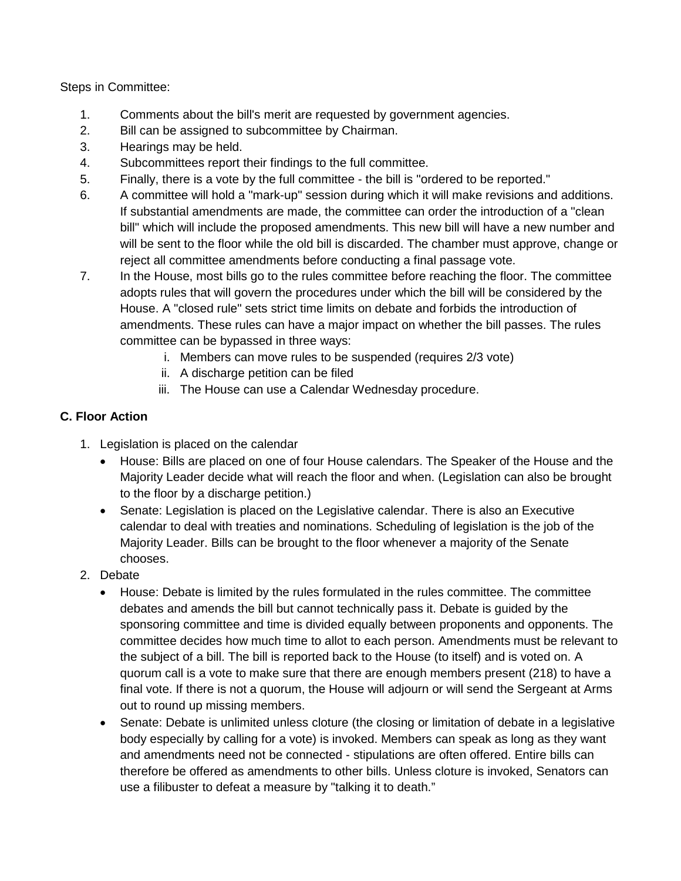Steps in Committee:

1. Comments about the bill's merit are requested by government agencies.
2. Bill can be assigned to subcommittee by Chairman.
3. Hearings may be held.
4. Subcommittees report their findings to the full committee.
5. Finally, there is a vote by the full committee - the bill is "ordered to be reported."
6. A committee will hold a "mark-up" session during which it will make revisions and additions. If substantial amendments are made, the committee can order the introduction of a "clean bill" which will include the proposed amendments. This new bill will have a new number and will be sent to the floor while the old bill is discarded. The chamber must approve, change or reject all committee amendments before conducting a final passage vote.
7. In the House, most bills go to the rules committee before reaching the floor. The committee adopts rules that will govern the procedures under which the bill will be considered by the House. A "closed rule" sets strict time limits on debate and forbids the introduction of amendments. These rules can have a major impact on whether the bill passes. The rules committee can be bypassed in three ways:
    i. Members can move rules to be suspended (requires 2/3 vote)
    ii. A discharge petition can be filed
    iii. The House can use a Calendar Wednesday procedure.

### C. Floor Action

1. Legislation is placed on the calendar
    - House: Bills are placed on one of four House calendars. The Speaker of the House and the Majority Leader decide what will reach the floor and when. (Legislation can also be brought to the floor by a discharge petition.)
    - Senate: Legislation is placed on the Legislative calendar. There is also an Executive calendar to deal with treaties and nominations. Scheduling of legislation is the job of the Majority Leader. Bills can be brought to the floor whenever a majority of the Senate chooses.
2. Debate
    - House: Debate is limited by the rules formulated in the rules committee. The committee debates and amends the bill but cannot technically pass it. Debate is guided by the sponsoring committee and time is divided equally between proponents and opponents. The committee decides how much time to allot to each person. Amendments must be relevant to the subject of a bill. The bill is reported back to the House (to itself) and is voted on. A quorum call is a vote to make sure that there are enough members present (218) to have a final vote. If there is not a quorum, the House will adjourn or will send the Sergeant at Arms out to round up missing members.
    - Senate: Debate is unlimited unless cloture (the closing or limitation of debate in a legislative body especially by calling for a vote) is invoked. Members can speak as long as they want and amendments need not be connected - stipulations are often offered. Entire bills can therefore be offered as amendments to other bills. Unless cloture is invoked, Senators can use a filibuster to defeat a measure by "talking it to death."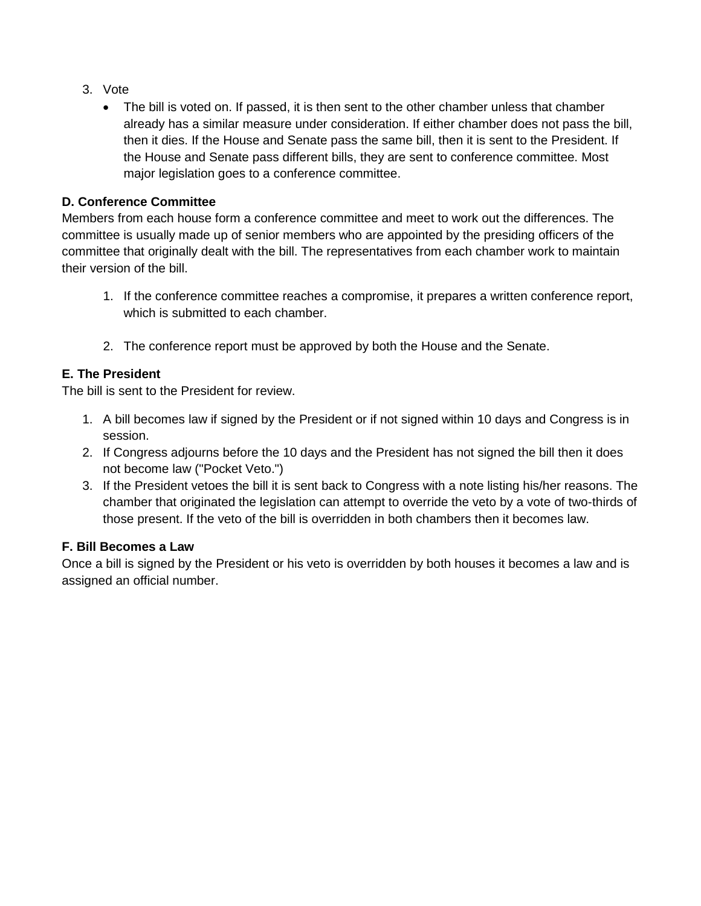3. Vote
   - The bill is voted on. If passed, it is then sent to the other chamber unless that chamber already has a similar measure under consideration. If either chamber does not pass the bill, then it dies. If the House and Senate pass the same bill, then it is sent to the President. If the House and Senate pass different bills, they are sent to conference committee. Most major legislation goes to a conference committee.

**D. Conference Committee**

Members from each house form a conference committee and meet to work out the differences. The committee is usually made up of senior members who are appointed by the presiding officers of the committee that originally dealt with the bill. The representatives from each chamber work to maintain their version of the bill.

1. If the conference committee reaches a compromise, it prepares a written conference report, which is submitted to each chamber.

2. The conference report must be approved by both the House and the Senate.

**E. The President**

The bill is sent to the President for review.

1. A bill becomes law if signed by the President or if not signed within 10 days and Congress is in session.
2. If Congress adjourns before the 10 days and the President has not signed the bill then it does not become law ("Pocket Veto.")
3. If the President vetoes the bill it is sent back to Congress with a note listing his/her reasons. The chamber that originated the legislation can attempt to override the veto by a vote of two-thirds of those present. If the veto of the bill is overridden in both chambers then it becomes law.

**F. Bill Becomes a Law**

Once a bill is signed by the President or his veto is overridden by both houses it becomes a law and is assigned an official number.